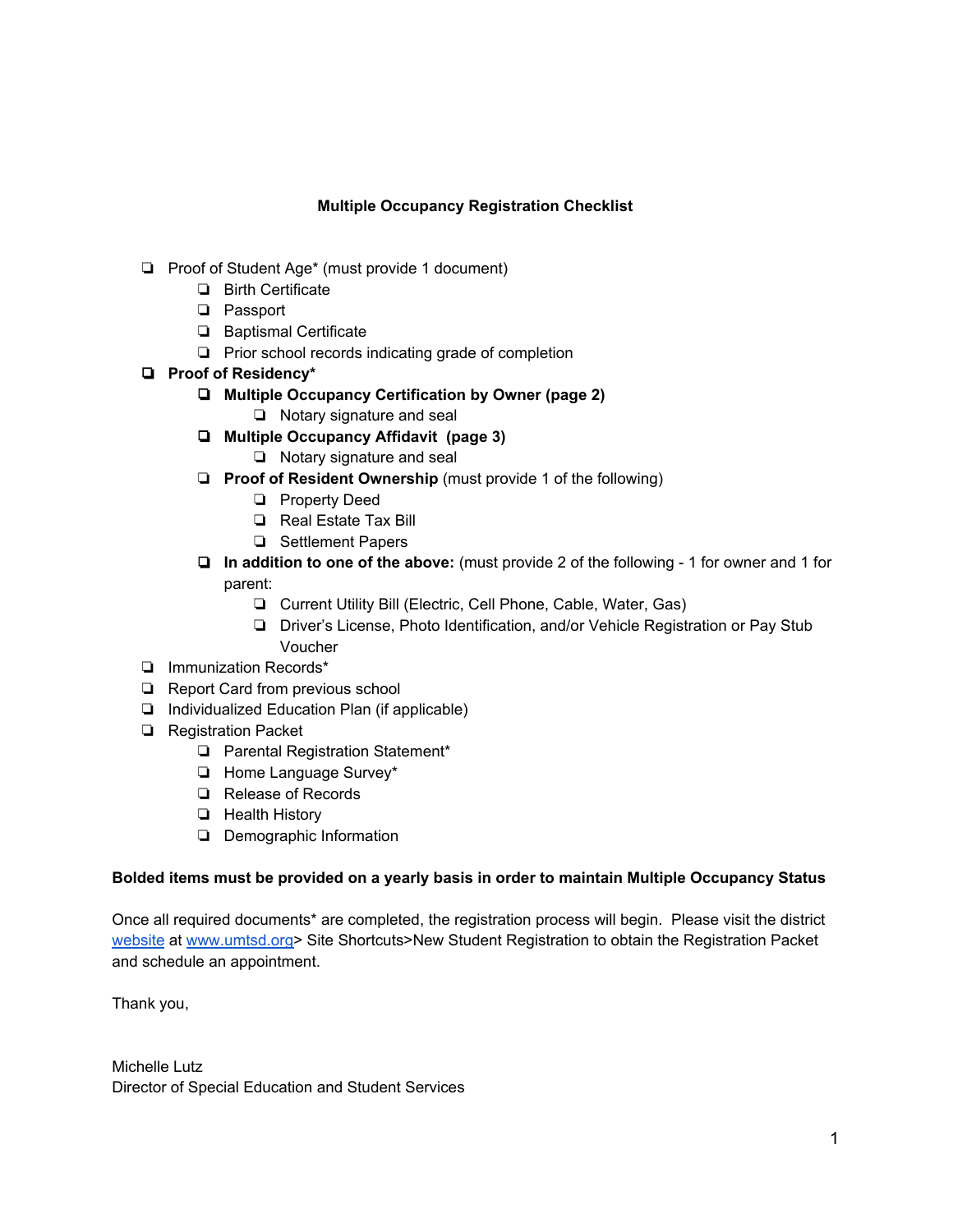**Multiple Occupancy Registration Checklist**

- Proof of Student Age* (must provide 1 document)
  - Birth Certificate
  - Passport
  - Baptismal Certificate
  - Prior school records indicating grade of completion
- **Proof of Residency***
  - **Multiple Occupancy Certification by Owner (page 2)**
    - Notary signature and seal
  - **Multiple Occupancy Affidavit (page 3)**
    - Notary signature and seal
  - **Proof of Resident Ownership** (must provide 1 of the following)
    - Property Deed
    - Real Estate Tax Bill
    - Settlement Papers
  - **In addition to one of the above:** (must provide 2 of the following - 1 for owner and 1 for parent:
    - Current Utility Bill (Electric, Cell Phone, Cable, Water, Gas)
    - Driver's License, Photo Identification, and/or Vehicle Registration or Pay Stub Voucher
- Immunization Records*
- Report Card from previous school
- Individualized Education Plan (if applicable)
- Registration Packet
  - Parental Registration Statement*
  - Home Language Survey*
  - Release of Records
  - Health History
  - Demographic Information

**Bolded items must be provided on a yearly basis in order to maintain Multiple Occupancy Status**

Once all required documents* are completed, the registration process will begin. Please visit the district website at www.umtsd.org> Site Shortcuts>New Student Registration to obtain the Registration Packet and schedule an appointment.

Thank you,

Michelle Lutz
Director of Special Education and Student Services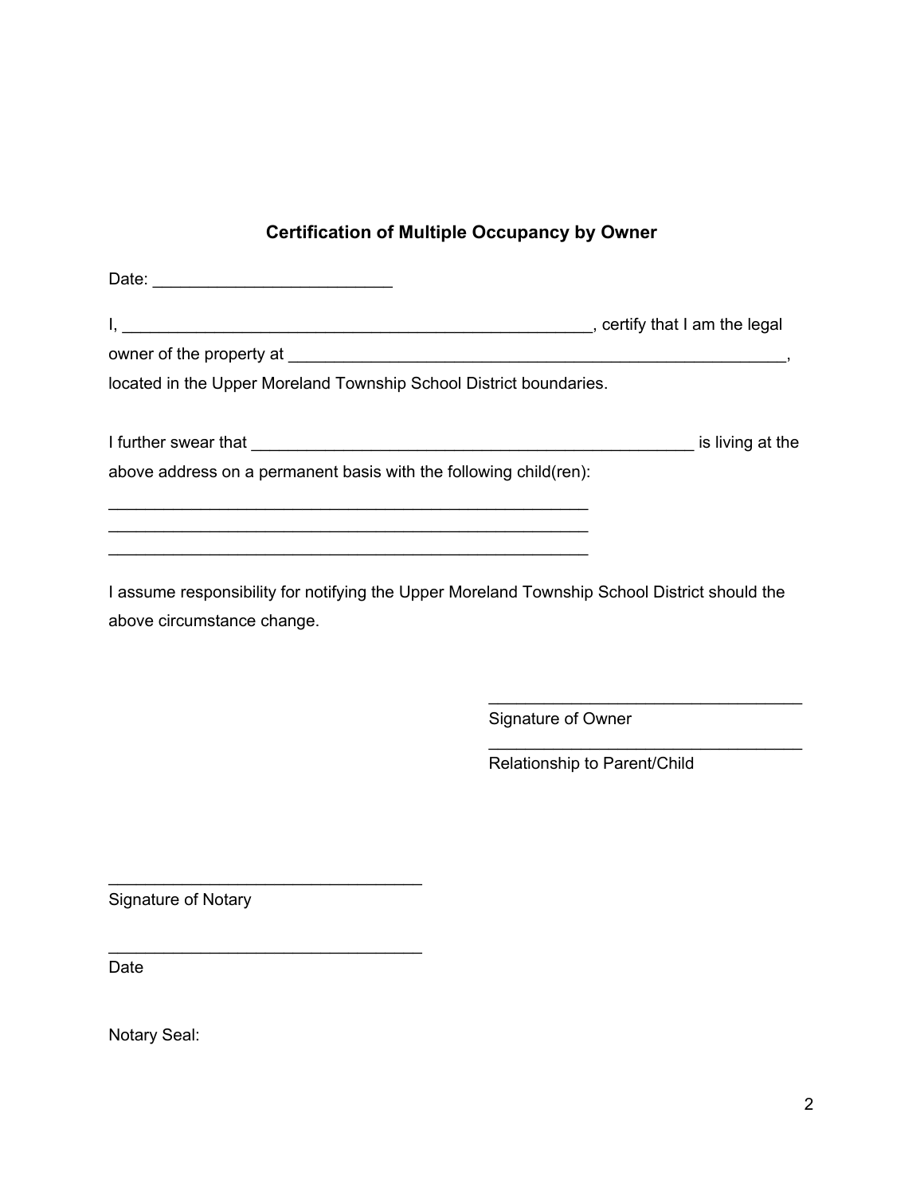## Certification of Multiple Occupancy by Owner

Date: _________________________

I, _____________________________________________________, certify that I am the legal owner of the property at ________________________________________________________, located in the Upper Moreland Township School District boundaries.

I further swear that __________________________________________________ is living at the above address on a permanent basis with the following child(ren):

_______________________________________________________
_______________________________________________________
_______________________________________________________

I assume responsibility for notifying the Upper Moreland Township School District should the above circumstance change.

____________________________________
Signature of Owner

____________________________________
Relationship to Parent/Child

____________________________________
Signature of Notary

____________________________________
Date

Notary Seal: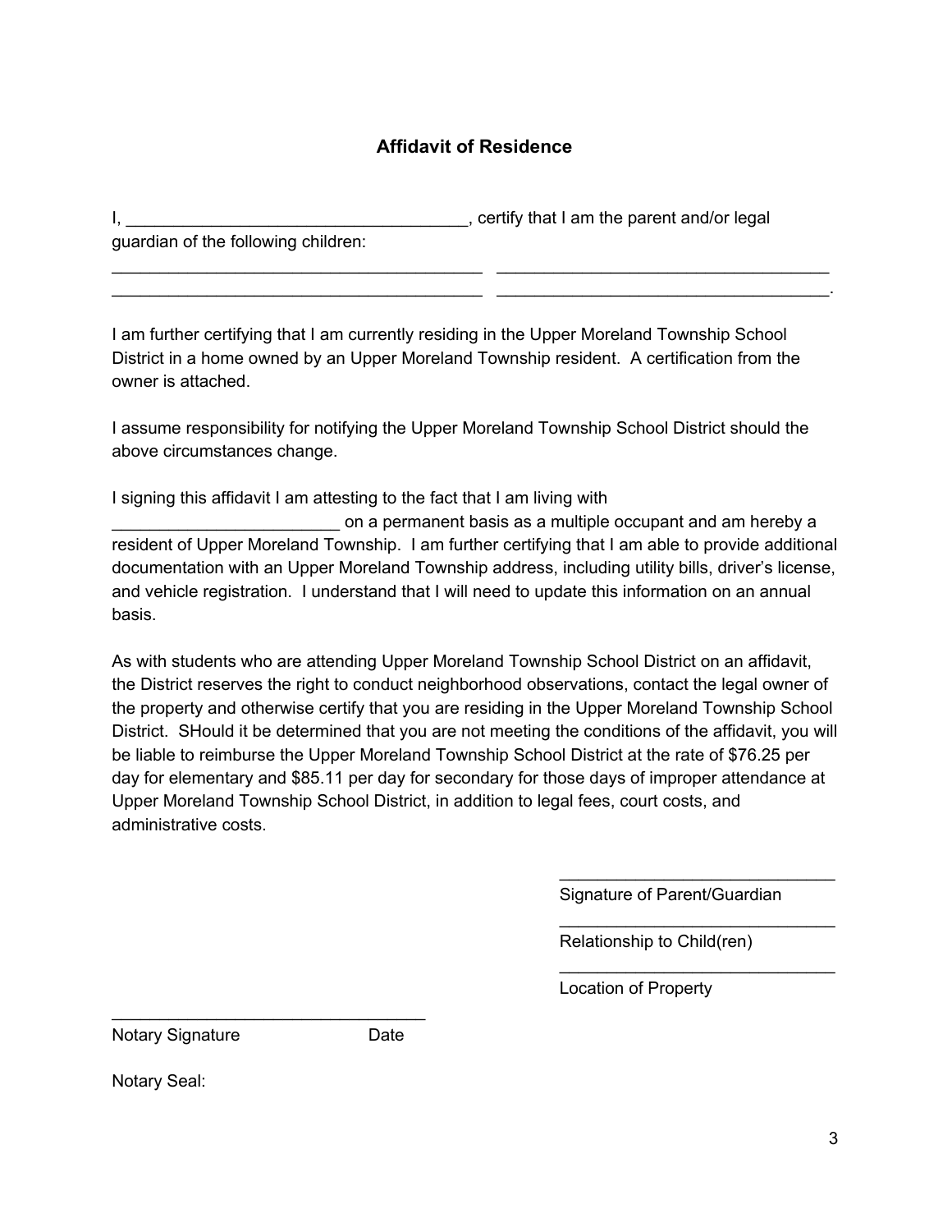## Affidavit of Residence

I, ___________________________________, certify that I am the parent and/or legal guardian of the following children:

_______________________________________ __________________________________

_______________________________________ __________________________________.

I am further certifying that I am currently residing in the Upper Moreland Township School District in a home owned by an Upper Moreland Township resident. A certification from the owner is attached.

I assume responsibility for notifying the Upper Moreland Township School District should the above circumstances change.

I signing this affidavit I am attesting to the fact that I am living with ________________________ on a permanent basis as a multiple occupant and am hereby a resident of Upper Moreland Township. I am further certifying that I am able to provide additional documentation with an Upper Moreland Township address, including utility bills, driver's license, and vehicle registration. I understand that I will need to update this information on an annual basis.

As with students who are attending Upper Moreland Township School District on an affidavit, the District reserves the right to conduct neighborhood observations, contact the legal owner of the property and otherwise certify that you are residing in the Upper Moreland Township School District. SHould it be determined that you are not meeting the conditions of the affidavit, you will be liable to reimburse the Upper Moreland Township School District at the rate of $76.25 per day for elementary and $85.11 per day for secondary for those days of improper attendance at Upper Moreland Township School District, in addition to legal fees, court costs, and administrative costs.

_____________________________
Signature of Parent/Guardian

_____________________________
Relationship to Child(ren)

_____________________________
Location of Property

_________________________________
Notary Signature Date

Notary Seal: